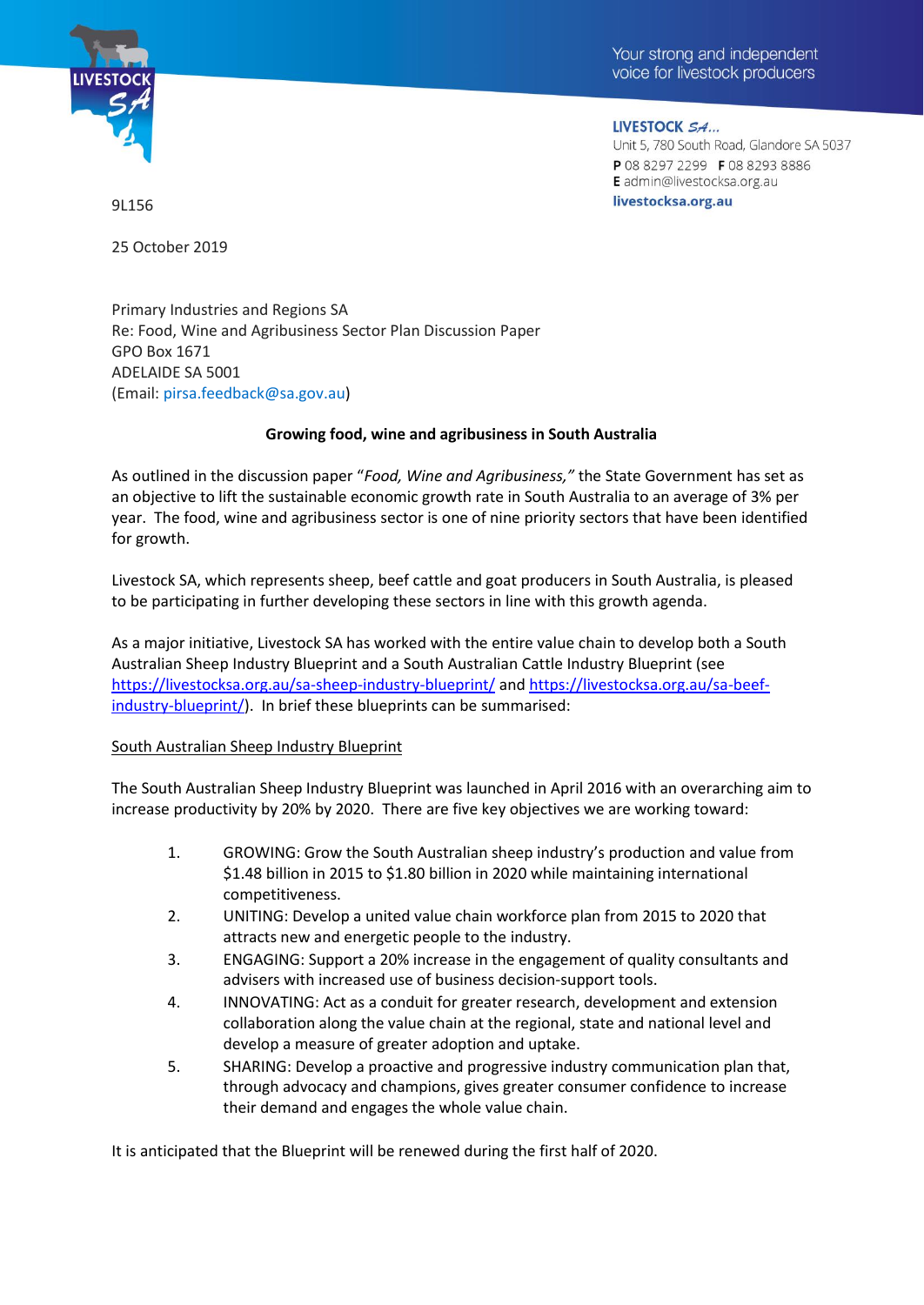LIVESTOCK SA

Your strong and independent voice for livestock producers

LIVESTOCK SA...
Unit 5, 780 South Road, Glandore SA 5037
P 08 8297 2299 F 08 8293 8886
E admin@livestocksa.org.au
livestocksa.org.au

9L156

25 October 2019

Primary Industries and Regions SA
Re: Food, Wine and Agribusiness Sector Plan Discussion Paper
GPO Box 1671
ADELAIDE SA 5001
(Email: pirsa.feedback@sa.gov.au)

**Growing food, wine and agribusiness in South Australia**

As outlined in the discussion paper "*Food, Wine and Agribusiness,"* the State Government has set as an objective to lift the sustainable economic growth rate in South Australia to an average of 3% per year. The food, wine and agribusiness sector is one of nine priority sectors that have been identified for growth.

Livestock SA, which represents sheep, beef cattle and goat producers in South Australia, is pleased to be participating in further developing these sectors in line with this growth agenda.

As a major initiative, Livestock SA has worked with the entire value chain to develop both a South Australian Sheep Industry Blueprint and a South Australian Cattle Industry Blueprint (see https://livestocksa.org.au/sa-sheep-industry-blueprint/ and https://livestocksa.org.au/sa-beef-industry-blueprint/). In brief these blueprints can be summarised:

South Australian Sheep Industry Blueprint

The South Australian Sheep Industry Blueprint was launched in April 2016 with an overarching aim to increase productivity by 20% by 2020. There are five key objectives we are working toward:

1. GROWING: Grow the South Australian sheep industry's production and value from $1.48 billion in 2015 to $1.80 billion in 2020 while maintaining international competitiveness.
2. UNITING: Develop a united value chain workforce plan from 2015 to 2020 that attracts new and energetic people to the industry.
3. ENGAGING: Support a 20% increase in the engagement of quality consultants and advisers with increased use of business decision-support tools.
4. INNOVATING: Act as a conduit for greater research, development and extension collaboration along the value chain at the regional, state and national level and develop a measure of greater adoption and uptake.
5. SHARING: Develop a proactive and progressive industry communication plan that, through advocacy and champions, gives greater consumer confidence to increase their demand and engages the whole value chain.

It is anticipated that the Blueprint will be renewed during the first half of 2020.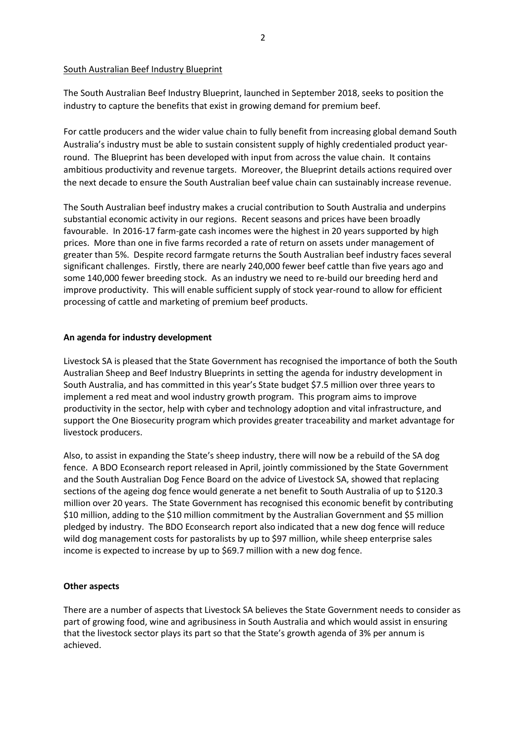South Australian Beef Industry Blueprint

The South Australian Beef Industry Blueprint, launched in September 2018, seeks to position the industry to capture the benefits that exist in growing demand for premium beef.

For cattle producers and the wider value chain to fully benefit from increasing global demand South Australia's industry must be able to sustain consistent supply of highly credentialed product year-round. The Blueprint has been developed with input from across the value chain. It contains ambitious productivity and revenue targets. Moreover, the Blueprint details actions required over the next decade to ensure the South Australian beef value chain can sustainably increase revenue.

The South Australian beef industry makes a crucial contribution to South Australia and underpins substantial economic activity in our regions. Recent seasons and prices have been broadly favourable. In 2016-17 farm-gate cash incomes were the highest in 20 years supported by high prices. More than one in five farms recorded a rate of return on assets under management of greater than 5%. Despite record farmgate returns the South Australian beef industry faces several significant challenges. Firstly, there are nearly 240,000 fewer beef cattle than five years ago and some 140,000 fewer breeding stock. As an industry we need to re-build our breeding herd and improve productivity. This will enable sufficient supply of stock year-round to allow for efficient processing of cattle and marketing of premium beef products.

## An agenda for industry development

Livestock SA is pleased that the State Government has recognised the importance of both the South Australian Sheep and Beef Industry Blueprints in setting the agenda for industry development in South Australia, and has committed in this year's State budget $7.5 million over three years to implement a red meat and wool industry growth program. This program aims to improve productivity in the sector, help with cyber and technology adoption and vital infrastructure, and support the One Biosecurity program which provides greater traceability and market advantage for livestock producers.

Also, to assist in expanding the State's sheep industry, there will now be a rebuild of the SA dog fence. A BDO Econsearch report released in April, jointly commissioned by the State Government and the South Australian Dog Fence Board on the advice of Livestock SA, showed that replacing sections of the ageing dog fence would generate a net benefit to South Australia of up to $120.3 million over 20 years. The State Government has recognised this economic benefit by contributing $10 million, adding to the $10 million commitment by the Australian Government and $5 million pledged by industry. The BDO Econsearch report also indicated that a new dog fence will reduce wild dog management costs for pastoralists by up to $97 million, while sheep enterprise sales income is expected to increase by up to $69.7 million with a new dog fence.

## Other aspects

There are a number of aspects that Livestock SA believes the State Government needs to consider as part of growing food, wine and agribusiness in South Australia and which would assist in ensuring that the livestock sector plays its part so that the State's growth agenda of 3% per annum is achieved.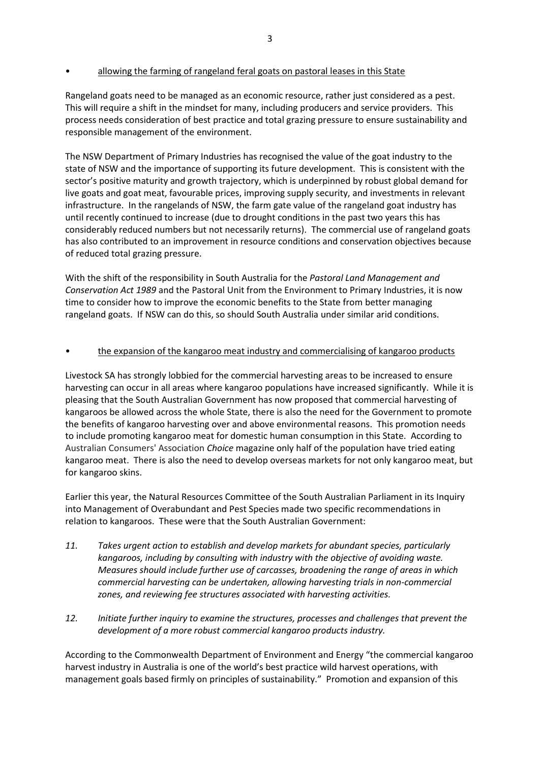- <u>allowing the farming of rangeland feral goats on pastoral leases in this State</u>

Rangeland goats need to be managed as an economic resource, rather just considered as a pest. This will require a shift in the mindset for many, including producers and service providers. This process needs consideration of best practice and total grazing pressure to ensure sustainability and responsible management of the environment.

The NSW Department of Primary Industries has recognised the value of the goat industry to the state of NSW and the importance of supporting its future development. This is consistent with the sector's positive maturity and growth trajectory, which is underpinned by robust global demand for live goats and goat meat, favourable prices, improving supply security, and investments in relevant infrastructure. In the rangelands of NSW, the farm gate value of the rangeland goat industry has until recently continued to increase (due to drought conditions in the past two years this has considerably reduced numbers but not necessarily returns). The commercial use of rangeland goats has also contributed to an improvement in resource conditions and conservation objectives because of reduced total grazing pressure.

With the shift of the responsibility in South Australia for the *Pastoral Land Management and Conservation Act 1989* and the Pastoral Unit from the Environment to Primary Industries, it is now time to consider how to improve the economic benefits to the State from better managing rangeland goats. If NSW can do this, so should South Australia under similar arid conditions.

- <u>the expansion of the kangaroo meat industry and commercialising of kangaroo products</u>

Livestock SA has strongly lobbied for the commercial harvesting areas to be increased to ensure harvesting can occur in all areas where kangaroo populations have increased significantly. While it is pleasing that the South Australian Government has now proposed that commercial harvesting of kangaroos be allowed across the whole State, there is also the need for the Government to promote the benefits of kangaroo harvesting over and above environmental reasons. This promotion needs to include promoting kangaroo meat for domestic human consumption in this State. According to Australian Consumers' Association *Choice* magazine only half of the population have tried eating kangaroo meat. There is also the need to develop overseas markets for not only kangaroo meat, but for kangaroo skins.

Earlier this year, the Natural Resources Committee of the South Australian Parliament in its Inquiry into Management of Overabundant and Pest Species made two specific recommendations in relation to kangaroos. These were that the South Australian Government:

11. *Takes urgent action to establish and develop markets for abundant species, particularly kangaroos, including by consulting with industry with the objective of avoiding waste. Measures should include further use of carcasses, broadening the range of areas in which commercial harvesting can be undertaken, allowing harvesting trials in non-commercial zones, and reviewing fee structures associated with harvesting activities.*

12. *Initiate further inquiry to examine the structures, processes and challenges that prevent the development of a more robust commercial kangaroo products industry.*

According to the Commonwealth Department of Environment and Energy "the commercial kangaroo harvest industry in Australia is one of the world's best practice wild harvest operations, with management goals based firmly on principles of sustainability." Promotion and expansion of this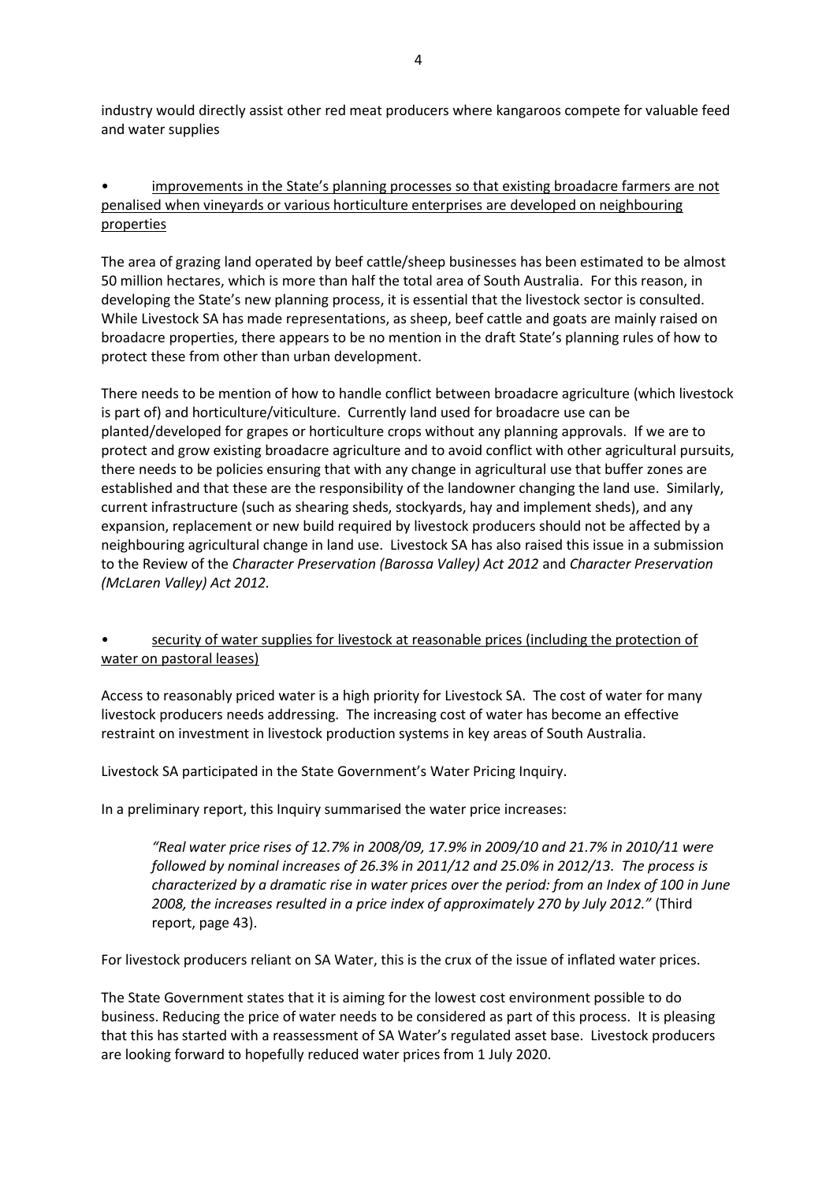industry would directly assist other red meat producers where kangaroos compete for valuable feed and water supplies

- <u>improvements in the State's planning processes so that existing broadacre farmers are not penalised when vineyards or various horticulture enterprises are developed on neighbouring properties</u>

The area of grazing land operated by beef cattle/sheep businesses has been estimated to be almost 50 million hectares, which is more than half the total area of South Australia. For this reason, in developing the State's new planning process, it is essential that the livestock sector is consulted. While Livestock SA has made representations, as sheep, beef cattle and goats are mainly raised on broadacre properties, there appears to be no mention in the draft State's planning rules of how to protect these from other than urban development.

There needs to be mention of how to handle conflict between broadacre agriculture (which livestock is part of) and horticulture/viticulture. Currently land used for broadacre use can be planted/developed for grapes or horticulture crops without any planning approvals. If we are to protect and grow existing broadacre agriculture and to avoid conflict with other agricultural pursuits, there needs to be policies ensuring that with any change in agricultural use that buffer zones are established and that these are the responsibility of the landowner changing the land use. Similarly, current infrastructure (such as shearing sheds, stockyards, hay and implement sheds), and any expansion, replacement or new build required by livestock producers should not be affected by a neighbouring agricultural change in land use. Livestock SA has also raised this issue in a submission to the Review of the *Character Preservation (Barossa Valley) Act 2012* and *Character Preservation (McLaren Valley) Act 2012.*

- <u>security of water supplies for livestock at reasonable prices (including the protection of water on pastoral leases)</u>

Access to reasonably priced water is a high priority for Livestock SA. The cost of water for many livestock producers needs addressing. The increasing cost of water has become an effective restraint on investment in livestock production systems in key areas of South Australia.

Livestock SA participated in the State Government's Water Pricing Inquiry.

In a preliminary report, this Inquiry summarised the water price increases:

> *"Real water price rises of 12.7% in 2008/09, 17.9% in 2009/10 and 21.7% in 2010/11 were followed by nominal increases of 26.3% in 2011/12 and 25.0% in 2012/13. The process is characterized by a dramatic rise in water prices over the period: from an Index of 100 in June 2008, the increases resulted in a price index of approximately 270 by July 2012."* (Third report, page 43).

For livestock producers reliant on SA Water, this is the crux of the issue of inflated water prices.

The State Government states that it is aiming for the lowest cost environment possible to do business. Reducing the price of water needs to be considered as part of this process. It is pleasing that this has started with a reassessment of SA Water's regulated asset base. Livestock producers are looking forward to hopefully reduced water prices from 1 July 2020.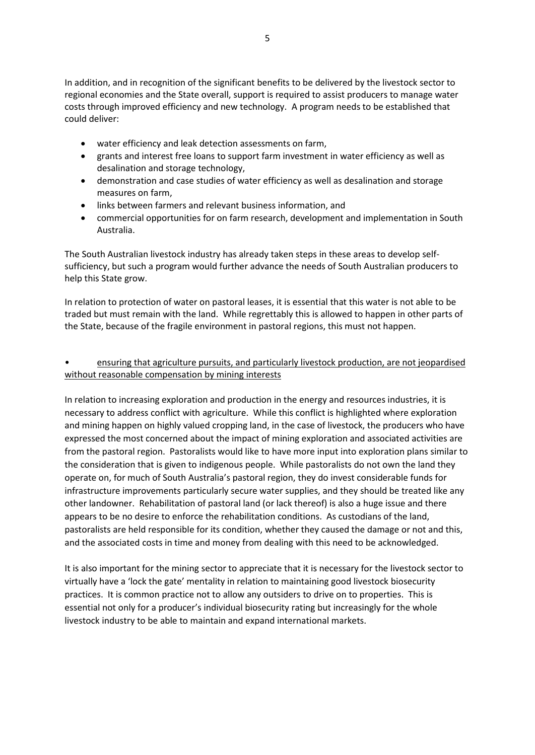In addition, and in recognition of the significant benefits to be delivered by the livestock sector to regional economies and the State overall, support is required to assist producers to manage water costs through improved efficiency and new technology. A program needs to be established that could deliver:

- water efficiency and leak detection assessments on farm,
- grants and interest free loans to support farm investment in water efficiency as well as desalination and storage technology,
- demonstration and case studies of water efficiency as well as desalination and storage measures on farm,
- links between farmers and relevant business information, and
- commercial opportunities for on farm research, development and implementation in South Australia.

The South Australian livestock industry has already taken steps in these areas to develop self-sufficiency, but such a program would further advance the needs of South Australian producers to help this State grow.

In relation to protection of water on pastoral leases, it is essential that this water is not able to be traded but must remain with the land. While regrettably this is allowed to happen in other parts of the State, because of the fragile environment in pastoral regions, this must not happen.

• <u>ensuring that agriculture pursuits, and particularly livestock production, are not jeopardised without reasonable compensation by mining interests</u>

In relation to increasing exploration and production in the energy and resources industries, it is necessary to address conflict with agriculture. While this conflict is highlighted where exploration and mining happen on highly valued cropping land, in the case of livestock, the producers who have expressed the most concerned about the impact of mining exploration and associated activities are from the pastoral region. Pastoralists would like to have more input into exploration plans similar to the consideration that is given to indigenous people. While pastoralists do not own the land they operate on, for much of South Australia's pastoral region, they do invest considerable funds for infrastructure improvements particularly secure water supplies, and they should be treated like any other landowner. Rehabilitation of pastoral land (or lack thereof) is also a huge issue and there appears to be no desire to enforce the rehabilitation conditions. As custodians of the land, pastoralists are held responsible for its condition, whether they caused the damage or not and this, and the associated costs in time and money from dealing with this need to be acknowledged.

It is also important for the mining sector to appreciate that it is necessary for the livestock sector to virtually have a 'lock the gate' mentality in relation to maintaining good livestock biosecurity practices. It is common practice not to allow any outsiders to drive on to properties. This is essential not only for a producer's individual biosecurity rating but increasingly for the whole livestock industry to be able to maintain and expand international markets.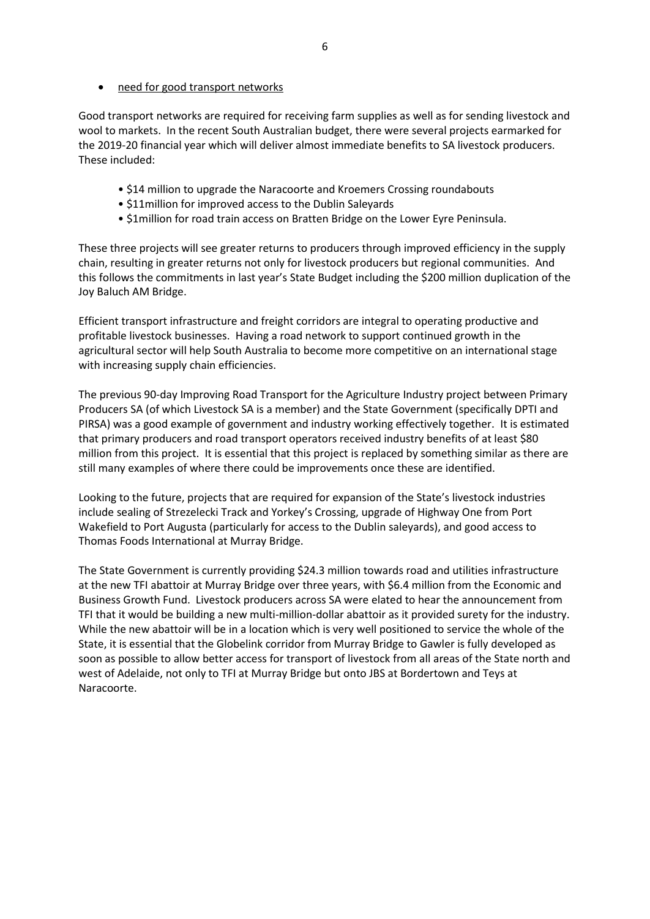- <u>need for good transport networks</u>

Good transport networks are required for receiving farm supplies as well as for sending livestock and wool to markets. In the recent South Australian budget, there were several projects earmarked for the 2019-20 financial year which will deliver almost immediate benefits to SA livestock producers. These included:

- $14 million to upgrade the Naracoorte and Kroemers Crossing roundabouts
- $11million for improved access to the Dublin Saleyards
- $1million for road train access on Bratten Bridge on the Lower Eyre Peninsula.

These three projects will see greater returns to producers through improved efficiency in the supply chain, resulting in greater returns not only for livestock producers but regional communities. And this follows the commitments in last year's State Budget including the $200 million duplication of the Joy Baluch AM Bridge.

Efficient transport infrastructure and freight corridors are integral to operating productive and profitable livestock businesses. Having a road network to support continued growth in the agricultural sector will help South Australia to become more competitive on an international stage with increasing supply chain efficiencies.

The previous 90-day Improving Road Transport for the Agriculture Industry project between Primary Producers SA (of which Livestock SA is a member) and the State Government (specifically DPTI and PIRSA) was a good example of government and industry working effectively together. It is estimated that primary producers and road transport operators received industry benefits of at least $80 million from this project. It is essential that this project is replaced by something similar as there are still many examples of where there could be improvements once these are identified.

Looking to the future, projects that are required for expansion of the State's livestock industries include sealing of Strezelecki Track and Yorkey's Crossing, upgrade of Highway One from Port Wakefield to Port Augusta (particularly for access to the Dublin saleyards), and good access to Thomas Foods International at Murray Bridge.

The State Government is currently providing $24.3 million towards road and utilities infrastructure at the new TFI abattoir at Murray Bridge over three years, with $6.4 million from the Economic and Business Growth Fund. Livestock producers across SA were elated to hear the announcement from TFI that it would be building a new multi-million-dollar abattoir as it provided surety for the industry. While the new abattoir will be in a location which is very well positioned to service the whole of the State, it is essential that the Globelink corridor from Murray Bridge to Gawler is fully developed as soon as possible to allow better access for transport of livestock from all areas of the State north and west of Adelaide, not only to TFI at Murray Bridge but onto JBS at Bordertown and Teys at Naracoorte.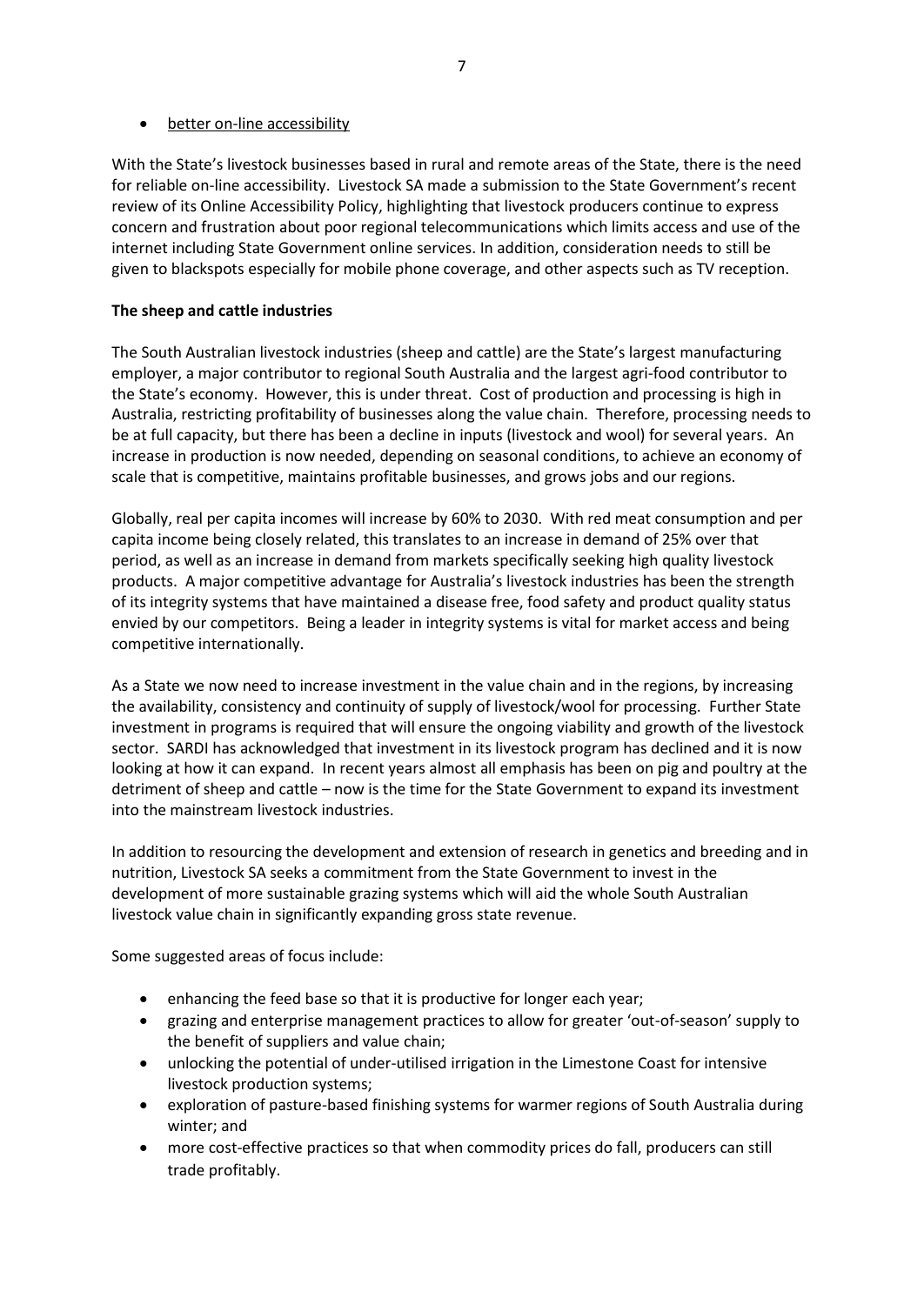- better on-line accessibility

With the State's livestock businesses based in rural and remote areas of the State, there is the need for reliable on-line accessibility. Livestock SA made a submission to the State Government's recent review of its Online Accessibility Policy, highlighting that livestock producers continue to express concern and frustration about poor regional telecommunications which limits access and use of the internet including State Government online services. In addition, consideration needs to still be given to blackspots especially for mobile phone coverage, and other aspects such as TV reception.

**The sheep and cattle industries**

The South Australian livestock industries (sheep and cattle) are the State's largest manufacturing employer, a major contributor to regional South Australia and the largest agri-food contributor to the State's economy. However, this is under threat. Cost of production and processing is high in Australia, restricting profitability of businesses along the value chain. Therefore, processing needs to be at full capacity, but there has been a decline in inputs (livestock and wool) for several years. An increase in production is now needed, depending on seasonal conditions, to achieve an economy of scale that is competitive, maintains profitable businesses, and grows jobs and our regions.

Globally, real per capita incomes will increase by 60% to 2030. With red meat consumption and per capita income being closely related, this translates to an increase in demand of 25% over that period, as well as an increase in demand from markets specifically seeking high quality livestock products. A major competitive advantage for Australia's livestock industries has been the strength of its integrity systems that have maintained a disease free, food safety and product quality status envied by our competitors. Being a leader in integrity systems is vital for market access and being competitive internationally.

As a State we now need to increase investment in the value chain and in the regions, by increasing the availability, consistency and continuity of supply of livestock/wool for processing. Further State investment in programs is required that will ensure the ongoing viability and growth of the livestock sector. SARDI has acknowledged that investment in its livestock program has declined and it is now looking at how it can expand. In recent years almost all emphasis has been on pig and poultry at the detriment of sheep and cattle – now is the time for the State Government to expand its investment into the mainstream livestock industries.

In addition to resourcing the development and extension of research in genetics and breeding and in nutrition, Livestock SA seeks a commitment from the State Government to invest in the development of more sustainable grazing systems which will aid the whole South Australian livestock value chain in significantly expanding gross state revenue.

Some suggested areas of focus include:

- enhancing the feed base so that it is productive for longer each year;
- grazing and enterprise management practices to allow for greater 'out-of-season' supply to the benefit of suppliers and value chain;
- unlocking the potential of under-utilised irrigation in the Limestone Coast for intensive livestock production systems;
- exploration of pasture-based finishing systems for warmer regions of South Australia during winter; and
- more cost-effective practices so that when commodity prices do fall, producers can still trade profitably.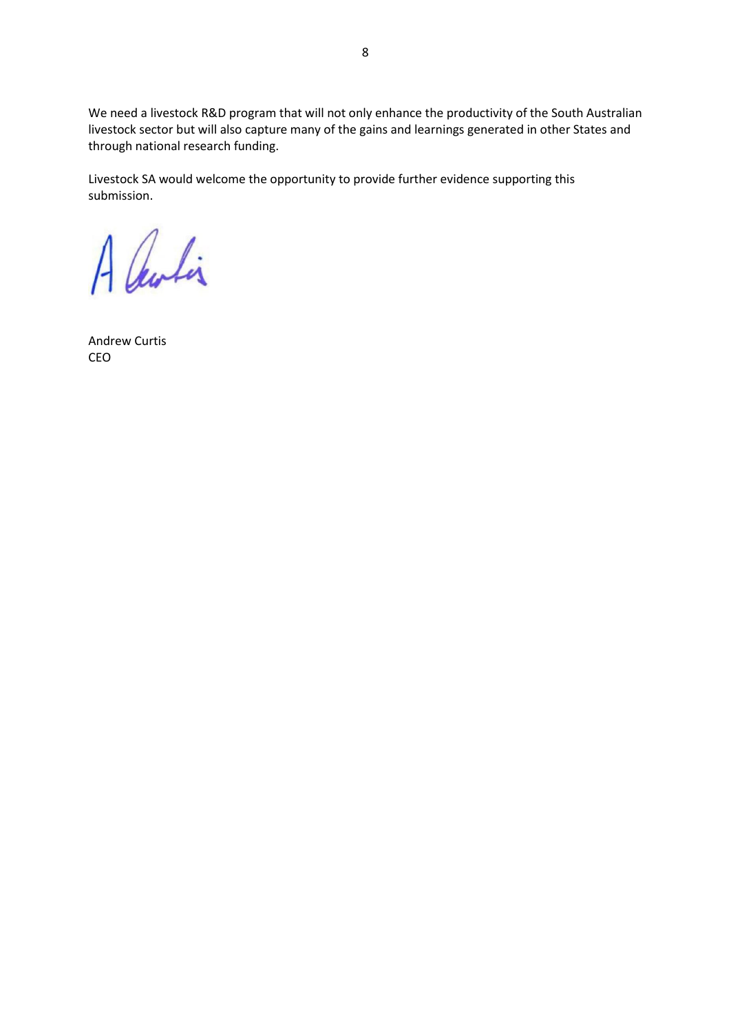We need a livestock R&D program that will not only enhance the productivity of the South Australian livestock sector but will also capture many of the gains and learnings generated in other States and through national research funding.

Livestock SA would welcome the opportunity to provide further evidence supporting this submission.

Andrew Curtis
CEO